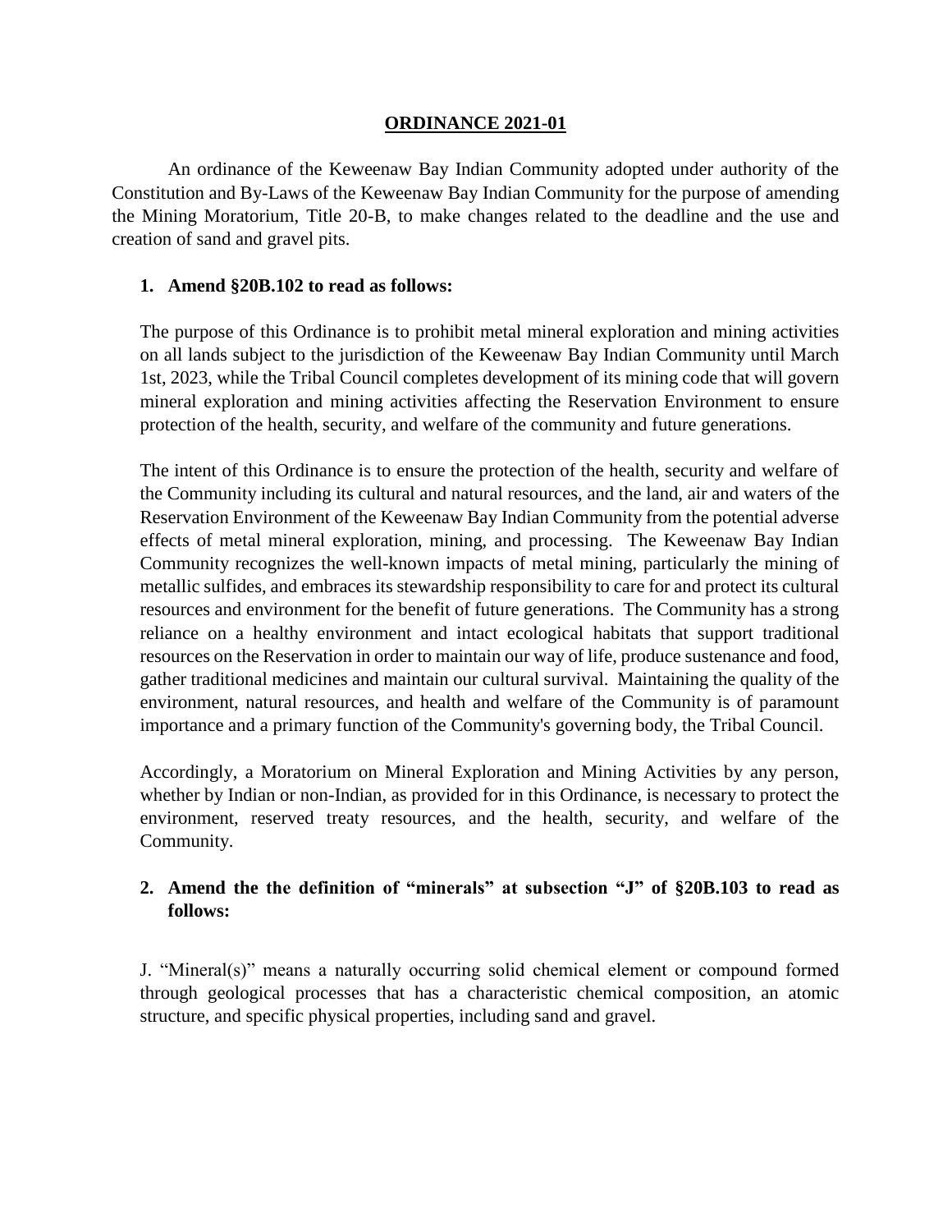# ORDINANCE 2021-01

An ordinance of the Keweenaw Bay Indian Community adopted under authority of the Constitution and By-Laws of the Keweenaw Bay Indian Community for the purpose of amending the Mining Moratorium, Title 20-B, to make changes related to the deadline and the use and creation of sand and gravel pits.

**1. Amend §20B.102 to read as follows:**

The purpose of this Ordinance is to prohibit metal mineral exploration and mining activities on all lands subject to the jurisdiction of the Keweenaw Bay Indian Community until March 1st, 2023, while the Tribal Council completes development of its mining code that will govern mineral exploration and mining activities affecting the Reservation Environment to ensure protection of the health, security, and welfare of the community and future generations.

The intent of this Ordinance is to ensure the protection of the health, security and welfare of the Community including its cultural and natural resources, and the land, air and waters of the Reservation Environment of the Keweenaw Bay Indian Community from the potential adverse effects of metal mineral exploration, mining, and processing. The Keweenaw Bay Indian Community recognizes the well-known impacts of metal mining, particularly the mining of metallic sulfides, and embraces its stewardship responsibility to care for and protect its cultural resources and environment for the benefit of future generations. The Community has a strong reliance on a healthy environment and intact ecological habitats that support traditional resources on the Reservation in order to maintain our way of life, produce sustenance and food, gather traditional medicines and maintain our cultural survival. Maintaining the quality of the environment, natural resources, and health and welfare of the Community is of paramount importance and a primary function of the Community's governing body, the Tribal Council.

Accordingly, a Moratorium on Mineral Exploration and Mining Activities by any person, whether by Indian or non-Indian, as provided for in this Ordinance, is necessary to protect the environment, reserved treaty resources, and the health, security, and welfare of the Community.

**2. Amend the the definition of "minerals" at subsection "J" of §20B.103 to read as follows:**

J. "Mineral(s)" means a naturally occurring solid chemical element or compound formed through geological processes that has a characteristic chemical composition, an atomic structure, and specific physical properties, including sand and gravel.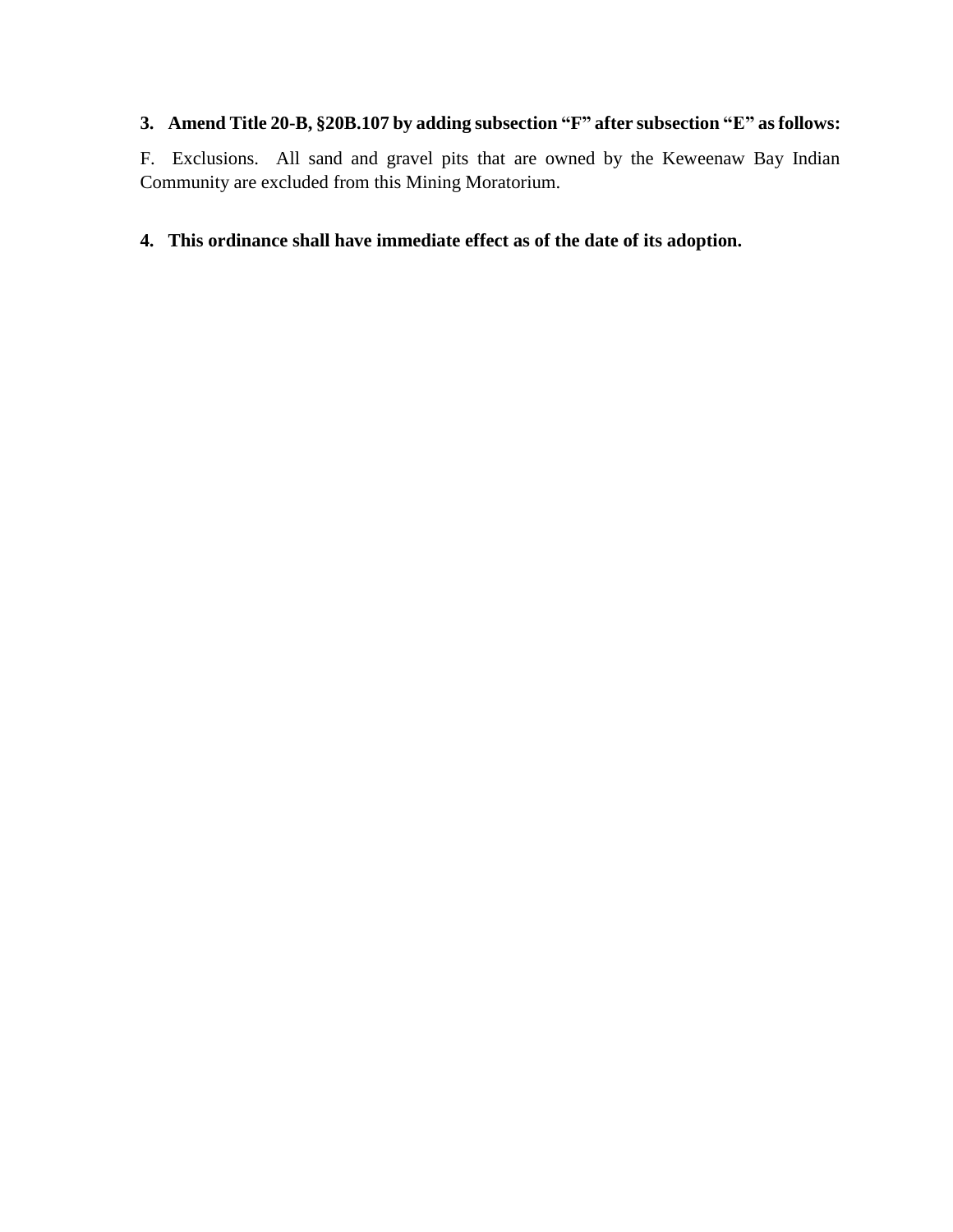**3. Amend Title 20-B, §20B.107 by adding subsection "F" after subsection "E" as follows:**

F. Exclusions. All sand and gravel pits that are owned by the Keweenaw Bay Indian Community are excluded from this Mining Moratorium.

**4. This ordinance shall have immediate effect as of the date of its adoption.**